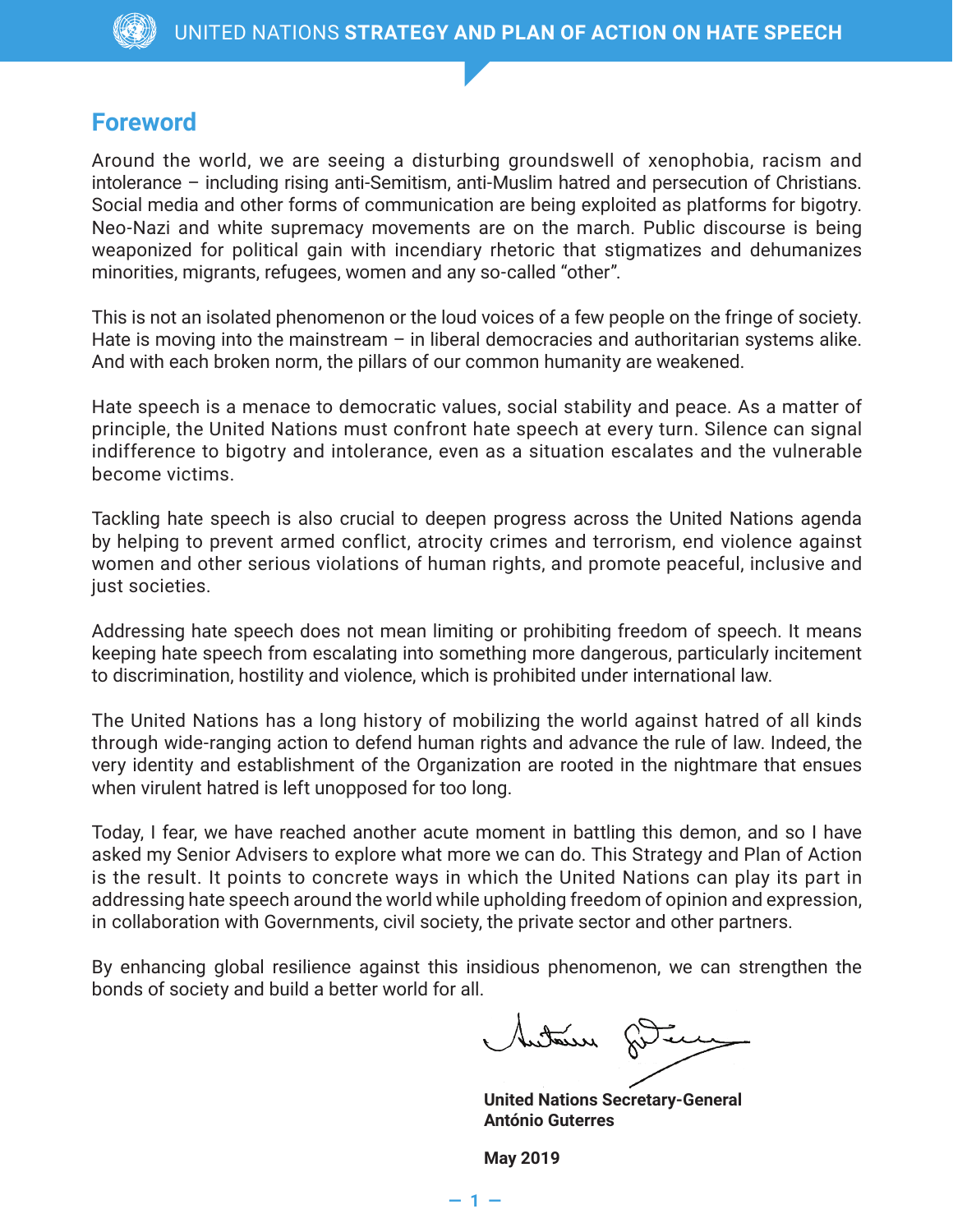## Foreword

Around the world, we are seeing a disturbing groundswell of xenophobia, racism and intolerance – including rising anti-Semitism, anti-Muslim hatred and persecution of Christians. Social media and other forms of communication are being exploited as platforms for bigotry. Neo-Nazi and white supremacy movements are on the march. Public discourse is being weaponized for political gain with incendiary rhetoric that stigmatizes and dehumanizes minorities, migrants, refugees, women and any so-called "other".

This is not an isolated phenomenon or the loud voices of a few people on the fringe of society. Hate is moving into the mainstream – in liberal democracies and authoritarian systems alike. And with each broken norm, the pillars of our common humanity are weakened.

Hate speech is a menace to democratic values, social stability and peace. As a matter of principle, the United Nations must confront hate speech at every turn. Silence can signal indifference to bigotry and intolerance, even as a situation escalates and the vulnerable become victims.

Tackling hate speech is also crucial to deepen progress across the United Nations agenda by helping to prevent armed conflict, atrocity crimes and terrorism, end violence against women and other serious violations of human rights, and promote peaceful, inclusive and just societies.

Addressing hate speech does not mean limiting or prohibiting freedom of speech. It means keeping hate speech from escalating into something more dangerous, particularly incitement to discrimination, hostility and violence, which is prohibited under international law.

The United Nations has a long history of mobilizing the world against hatred of all kinds through wide-ranging action to defend human rights and advance the rule of law. Indeed, the very identity and establishment of the Organization are rooted in the nightmare that ensues when virulent hatred is left unopposed for too long.

Today, I fear, we have reached another acute moment in battling this demon, and so I have asked my Senior Advisers to explore what more we can do. This Strategy and Plan of Action is the result. It points to concrete ways in which the United Nations can play its part in addressing hate speech around the world while upholding freedom of opinion and expression, in collaboration with Governments, civil society, the private sector and other partners.

By enhancing global resilience against this insidious phenomenon, we can strengthen the bonds of society and build a better world for all.

**United Nations Secretary-General**
**António Guterres**

**May 2019**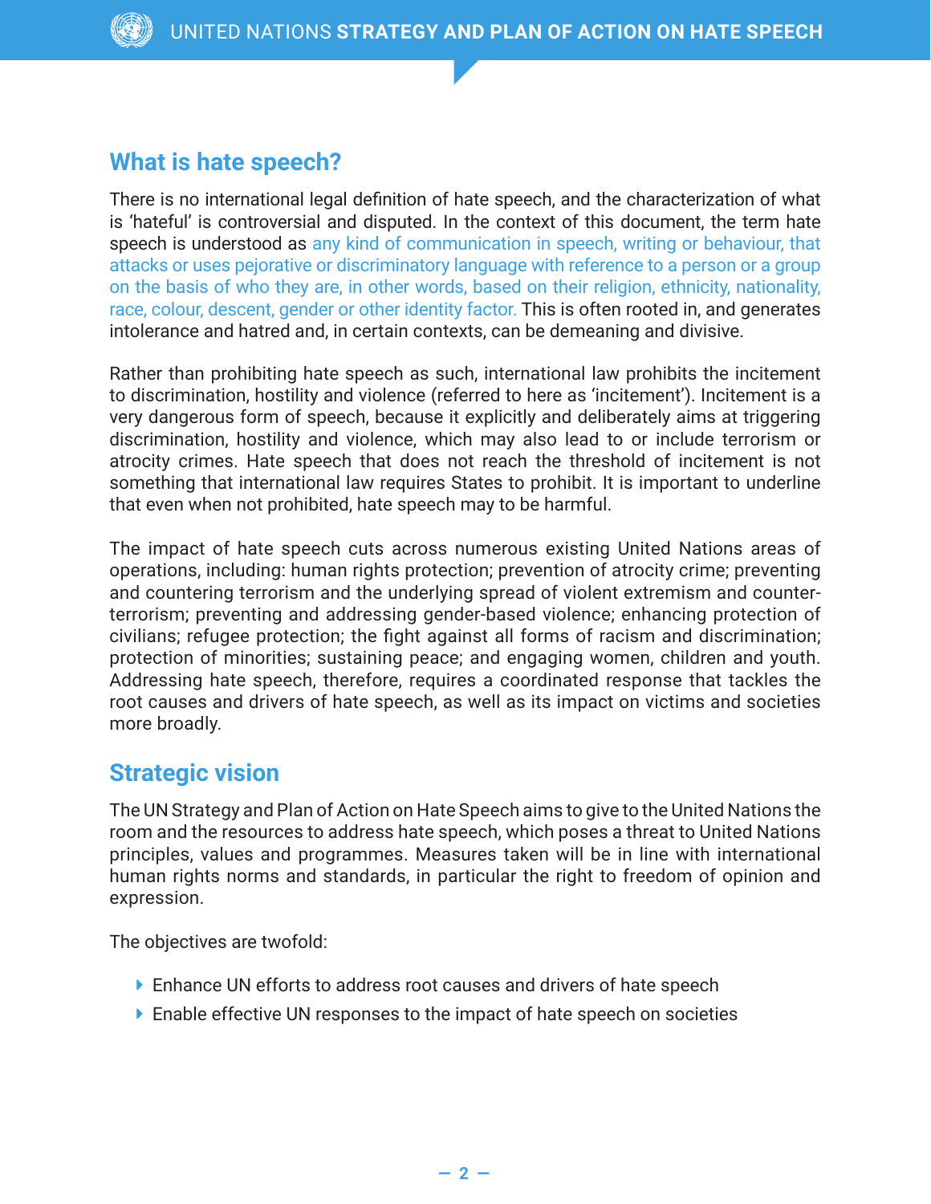## What is hate speech?

There is no international legal definition of hate speech, and the characterization of what is 'hateful' is controversial and disputed. In the context of this document, the term hate speech is understood as any kind of communication in speech, writing or behaviour, that attacks or uses pejorative or discriminatory language with reference to a person or a group on the basis of who they are, in other words, based on their religion, ethnicity, nationality, race, colour, descent, gender or other identity factor. This is often rooted in, and generates intolerance and hatred and, in certain contexts, can be demeaning and divisive.

Rather than prohibiting hate speech as such, international law prohibits the incitement to discrimination, hostility and violence (referred to here as 'incitement'). Incitement is a very dangerous form of speech, because it explicitly and deliberately aims at triggering discrimination, hostility and violence, which may also lead to or include terrorism or atrocity crimes. Hate speech that does not reach the threshold of incitement is not something that international law requires States to prohibit. It is important to underline that even when not prohibited, hate speech may to be harmful.

The impact of hate speech cuts across numerous existing United Nations areas of operations, including: human rights protection; prevention of atrocity crime; preventing and countering terrorism and the underlying spread of violent extremism and counter-terrorism; preventing and addressing gender-based violence; enhancing protection of civilians; refugee protection; the fight against all forms of racism and discrimination; protection of minorities; sustaining peace; and engaging women, children and youth. Addressing hate speech, therefore, requires a coordinated response that tackles the root causes and drivers of hate speech, as well as its impact on victims and societies more broadly.

## Strategic vision

The UN Strategy and Plan of Action on Hate Speech aims to give to the United Nations the room and the resources to address hate speech, which poses a threat to United Nations principles, values and programmes. Measures taken will be in line with international human rights norms and standards, in particular the right to freedom of opinion and expression.

The objectives are twofold:

- Enhance UN efforts to address root causes and drivers of hate speech
- Enable effective UN responses to the impact of hate speech on societies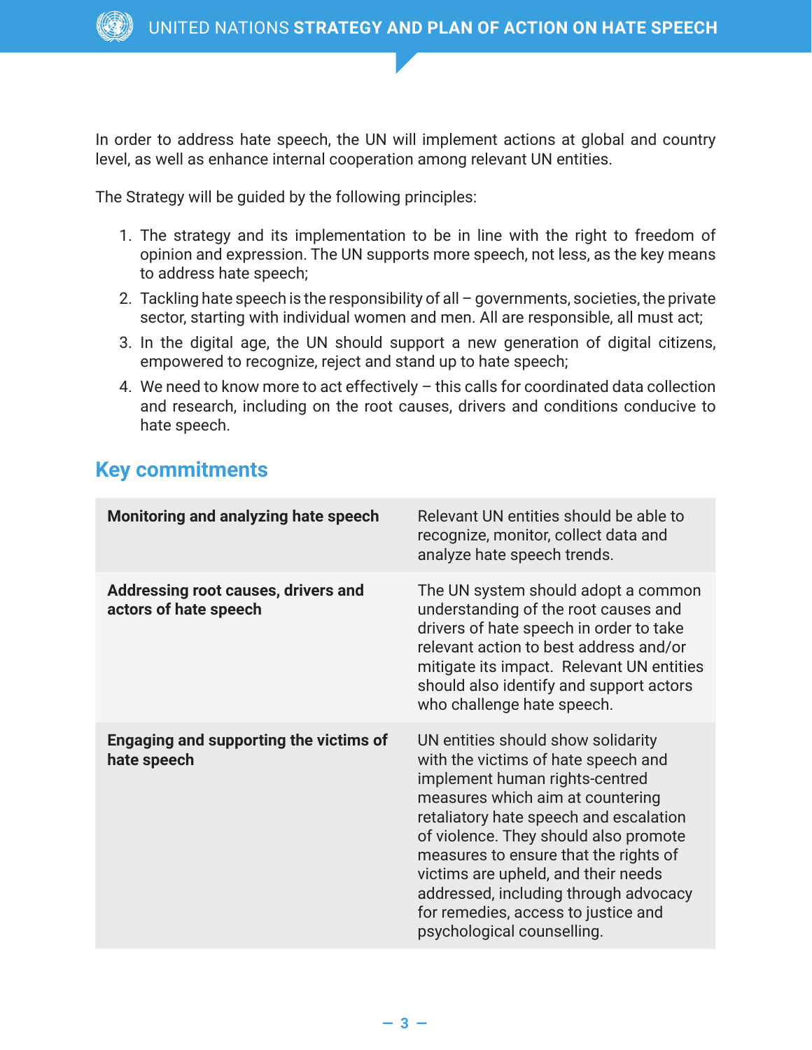In order to address hate speech, the UN will implement actions at global and country level, as well as enhance internal cooperation among relevant UN entities.

The Strategy will be guided by the following principles:

1. The strategy and its implementation to be in line with the right to freedom of opinion and expression. The UN supports more speech, not less, as the key means to address hate speech;
2. Tackling hate speech is the responsibility of all – governments, societies, the private sector, starting with individual women and men. All are responsible, all must act;
3. In the digital age, the UN should support a new generation of digital citizens, empowered to recognize, reject and stand up to hate speech;
4. We need to know more to act effectively – this calls for coordinated data collection and research, including on the root causes, drivers and conditions conducive to hate speech.

## Key commitments

| | |
|---|---|
| **Monitoring and analyzing hate speech** | Relevant UN entities should be able to recognize, monitor, collect data and analyze hate speech trends. |
| **Addressing root causes, drivers and actors of hate speech** | The UN system should adopt a common understanding of the root causes and drivers of hate speech in order to take relevant action to best address and/or mitigate its impact. Relevant UN entities should also identify and support actors who challenge hate speech. |
| **Engaging and supporting the victims of hate speech** | UN entities should show solidarity with the victims of hate speech and implement human rights-centred measures which aim at countering retaliatory hate speech and escalation of violence. They should also promote measures to ensure that the rights of victims are upheld, and their needs addressed, including through advocacy for remedies, access to justice and psychological counselling. |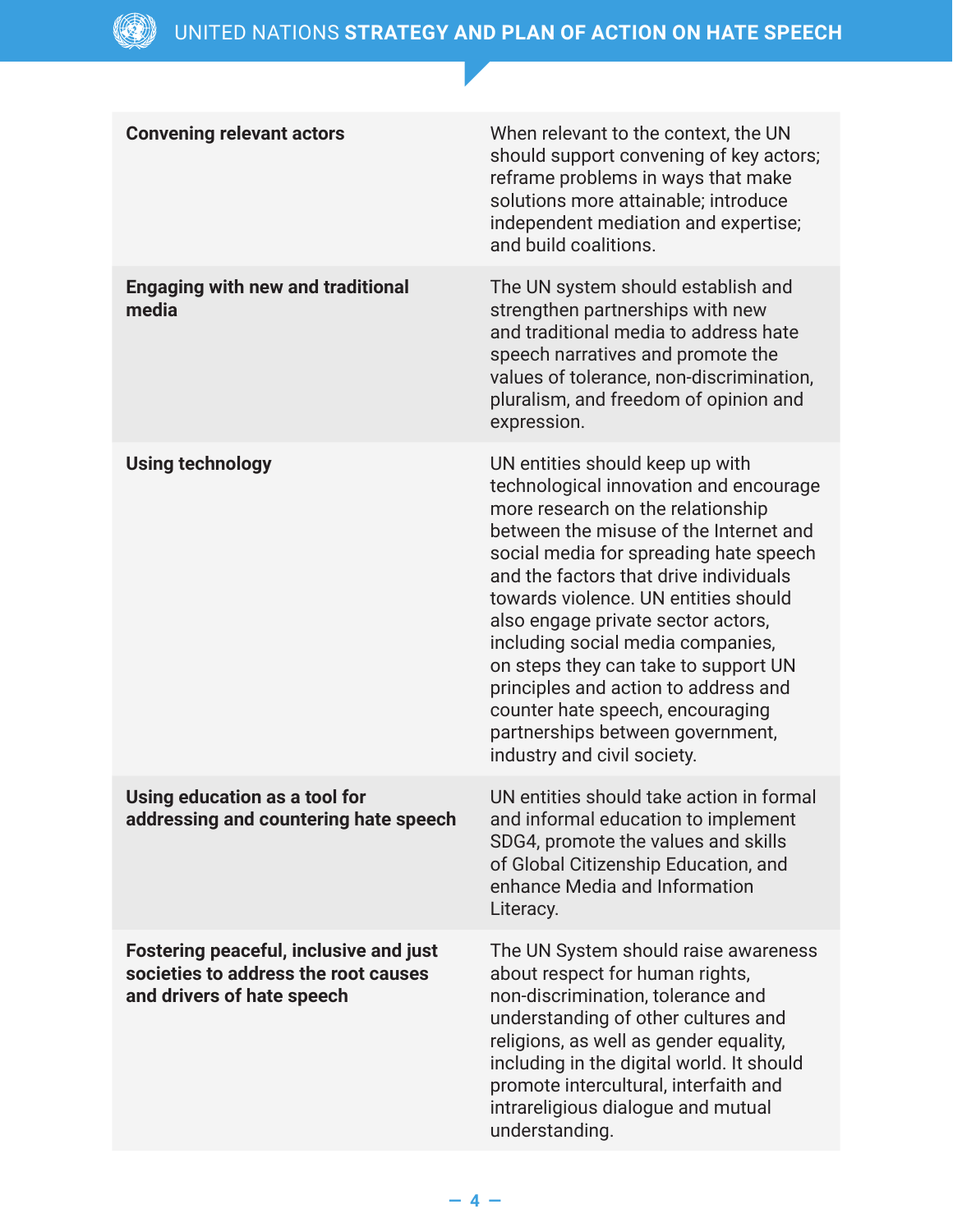| | |
|---|---|
| **Convening relevant actors** | When relevant to the context, the UN should support convening of key actors; reframe problems in ways that make solutions more attainable; introduce independent mediation and expertise; and build coalitions. |
| **Engaging with new and traditional media** | The UN system should establish and strengthen partnerships with new and traditional media to address hate speech narratives and promote the values of tolerance, non-discrimination, pluralism, and freedom of opinion and expression. |
| **Using technology** | UN entities should keep up with technological innovation and encourage more research on the relationship between the misuse of the Internet and social media for spreading hate speech and the factors that drive individuals towards violence. UN entities should also engage private sector actors, including social media companies, on steps they can take to support UN principles and action to address and counter hate speech, encouraging partnerships between government, industry and civil society. |
| **Using education as a tool for addressing and countering hate speech** | UN entities should take action in formal and informal education to implement SDG4, promote the values and skills of Global Citizenship Education, and enhance Media and Information Literacy. |
| **Fostering peaceful, inclusive and just societies to address the root causes and drivers of hate speech** | The UN System should raise awareness about respect for human rights, non-discrimination, tolerance and understanding of other cultures and religions, as well as gender equality, including in the digital world. It should promote intercultural, interfaith and intrareligious dialogue and mutual understanding. |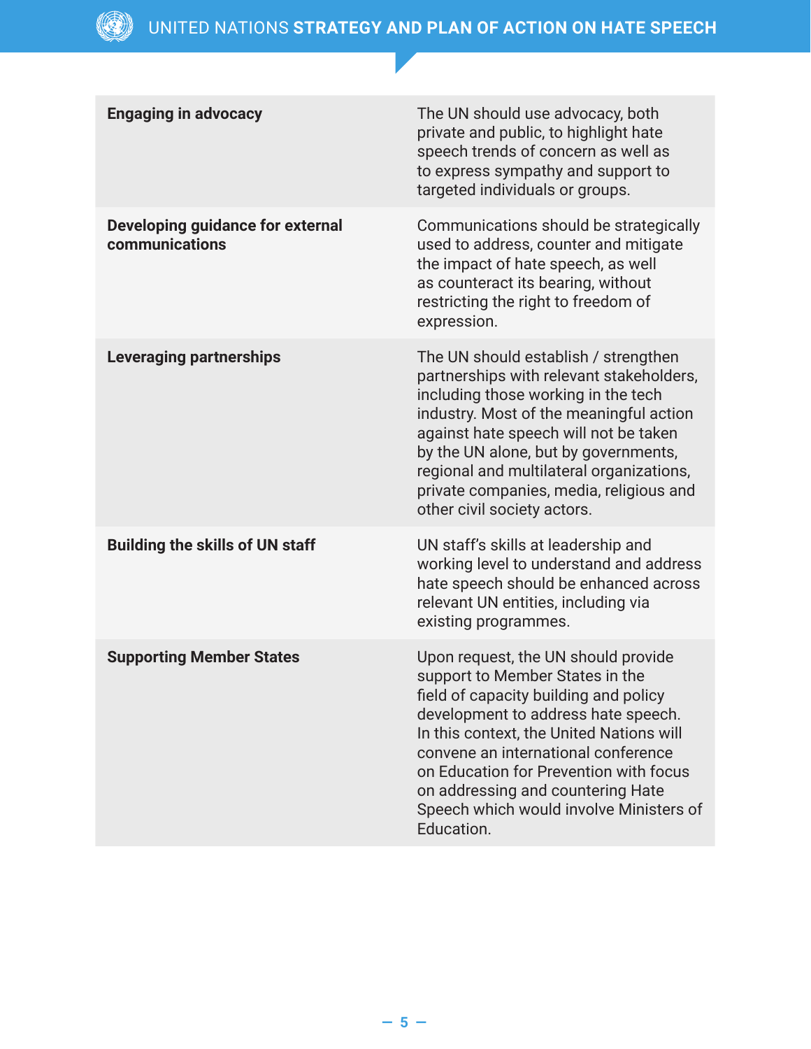| | |
|---|---|
| **Engaging in advocacy** | The UN should use advocacy, both private and public, to highlight hate speech trends of concern as well as to express sympathy and support to targeted individuals or groups. |
| **Developing guidance for external communications** | Communications should be strategically used to address, counter and mitigate the impact of hate speech, as well as counteract its bearing, without restricting the right to freedom of expression. |
| **Leveraging partnerships** | The UN should establish / strengthen partnerships with relevant stakeholders, including those working in the tech industry. Most of the meaningful action against hate speech will not be taken by the UN alone, but by governments, regional and multilateral organizations, private companies, media, religious and other civil society actors. |
| **Building the skills of UN staff** | UN staff's skills at leadership and working level to understand and address hate speech should be enhanced across relevant UN entities, including via existing programmes. |
| **Supporting Member States** | Upon request, the UN should provide support to Member States in the field of capacity building and policy development to address hate speech. In this context, the United Nations will convene an international conference on Education for Prevention with focus on addressing and countering Hate Speech which would involve Ministers of Education. |